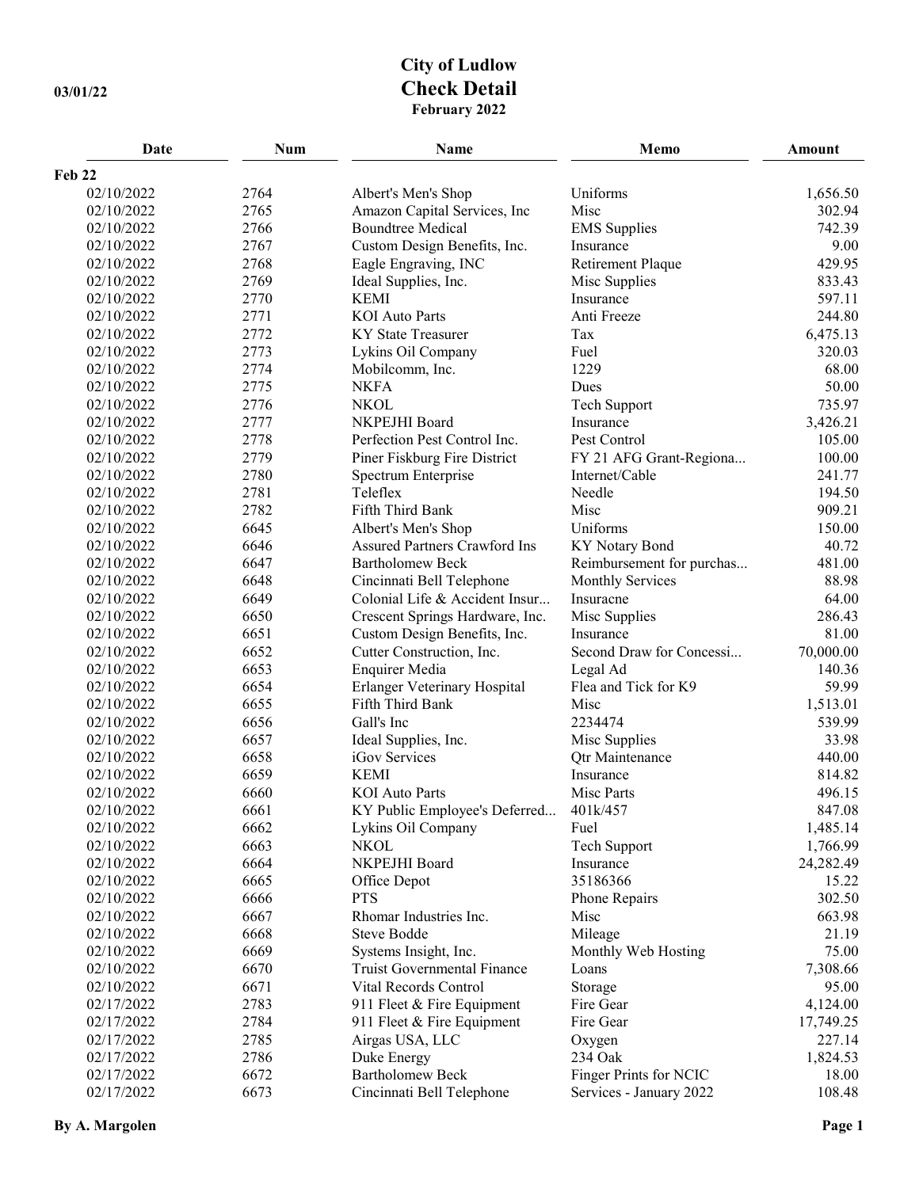# City of Ludlow

03/01/22

## Check Detail

**February 2022**

| Date | Num | Name | Memo | Amount |
|---|---|---|---|---|
| **Feb 22** | | | | |
| 02/10/2022 | 2764 | Albert's Men's Shop | Uniforms | 1,656.50 |
| 02/10/2022 | 2765 | Amazon Capital Services, Inc | Misc | 302.94 |
| 02/10/2022 | 2766 | Boundtree Medical | EMS Supplies | 742.39 |
| 02/10/2022 | 2767 | Custom Design Benefits, Inc. | Insurance | 9.00 |
| 02/10/2022 | 2768 | Eagle Engraving, INC | Retirement Plaque | 429.95 |
| 02/10/2022 | 2769 | Ideal Supplies, Inc. | Misc Supplies | 833.43 |
| 02/10/2022 | 2770 | KEMI | Insurance | 597.11 |
| 02/10/2022 | 2771 | KOI Auto Parts | Anti Freeze | 244.80 |
| 02/10/2022 | 2772 | KY State Treasurer | Tax | 6,475.13 |
| 02/10/2022 | 2773 | Lykins Oil Company | Fuel | 320.03 |
| 02/10/2022 | 2774 | Mobilcomm, Inc. | 1229 | 68.00 |
| 02/10/2022 | 2775 | NKFA | Dues | 50.00 |
| 02/10/2022 | 2776 | NKOL | Tech Support | 735.97 |
| 02/10/2022 | 2777 | NKPEJHI Board | Insurance | 3,426.21 |
| 02/10/2022 | 2778 | Perfection Pest Control Inc. | Pest Control | 105.00 |
| 02/10/2022 | 2779 | Piner Fiskburg Fire District | FY 21 AFG Grant-Regiona... | 100.00 |
| 02/10/2022 | 2780 | Spectrum Enterprise | Internet/Cable | 241.77 |
| 02/10/2022 | 2781 | Teleflex | Needle | 194.50 |
| 02/10/2022 | 2782 | Fifth Third Bank | Misc | 909.21 |
| 02/10/2022 | 6645 | Albert's Men's Shop | Uniforms | 150.00 |
| 02/10/2022 | 6646 | Assured Partners Crawford Ins | KY Notary Bond | 40.72 |
| 02/10/2022 | 6647 | Bartholomew Beck | Reimbursement for purchas... | 481.00 |
| 02/10/2022 | 6648 | Cincinnati Bell Telephone | Monthly Services | 88.98 |
| 02/10/2022 | 6649 | Colonial Life & Accident Insur... | Insuracne | 64.00 |
| 02/10/2022 | 6650 | Crescent Springs Hardware, Inc. | Misc Supplies | 286.43 |
| 02/10/2022 | 6651 | Custom Design Benefits, Inc. | Insurance | 81.00 |
| 02/10/2022 | 6652 | Cutter Construction, Inc. | Second Draw for Concessi... | 70,000.00 |
| 02/10/2022 | 6653 | Enquirer Media | Legal Ad | 140.36 |
| 02/10/2022 | 6654 | Erlanger Veterinary Hospital | Flea and Tick for K9 | 59.99 |
| 02/10/2022 | 6655 | Fifth Third Bank | Misc | 1,513.01 |
| 02/10/2022 | 6656 | Gall's Inc | 2234474 | 539.99 |
| 02/10/2022 | 6657 | Ideal Supplies, Inc. | Misc Supplies | 33.98 |
| 02/10/2022 | 6658 | iGov Services | Qtr Maintenance | 440.00 |
| 02/10/2022 | 6659 | KEMI | Insurance | 814.82 |
| 02/10/2022 | 6660 | KOI Auto Parts | Misc Parts | 496.15 |
| 02/10/2022 | 6661 | KY Public Employee's Deferred... | 401k/457 | 847.08 |
| 02/10/2022 | 6662 | Lykins Oil Company | Fuel | 1,485.14 |
| 02/10/2022 | 6663 | NKOL | Tech Support | 1,766.99 |
| 02/10/2022 | 6664 | NKPEJHI Board | Insurance | 24,282.49 |
| 02/10/2022 | 6665 | Office Depot | 35186366 | 15.22 |
| 02/10/2022 | 6666 | PTS | Phone Repairs | 302.50 |
| 02/10/2022 | 6667 | Rhomar Industries Inc. | Misc | 663.98 |
| 02/10/2022 | 6668 | Steve Bodde | Mileage | 21.19 |
| 02/10/2022 | 6669 | Systems Insight, Inc. | Monthly Web Hosting | 75.00 |
| 02/10/2022 | 6670 | Truist Governmental Finance | Loans | 7,308.66 |
| 02/10/2022 | 6671 | Vital Records Control | Storage | 95.00 |
| 02/17/2022 | 2783 | 911 Fleet & Fire Equipment | Fire Gear | 4,124.00 |
| 02/17/2022 | 2784 | 911 Fleet & Fire Equipment | Fire Gear | 17,749.25 |
| 02/17/2022 | 2785 | Airgas USA, LLC | Oxygen | 227.14 |
| 02/17/2022 | 2786 | Duke Energy | 234 Oak | 1,824.53 |
| 02/17/2022 | 6672 | Bartholomew Beck | Finger Prints for NCIC | 18.00 |
| 02/17/2022 | 6673 | Cincinnati Bell Telephone | Services - January 2022 | 108.48 |

By A. Margolen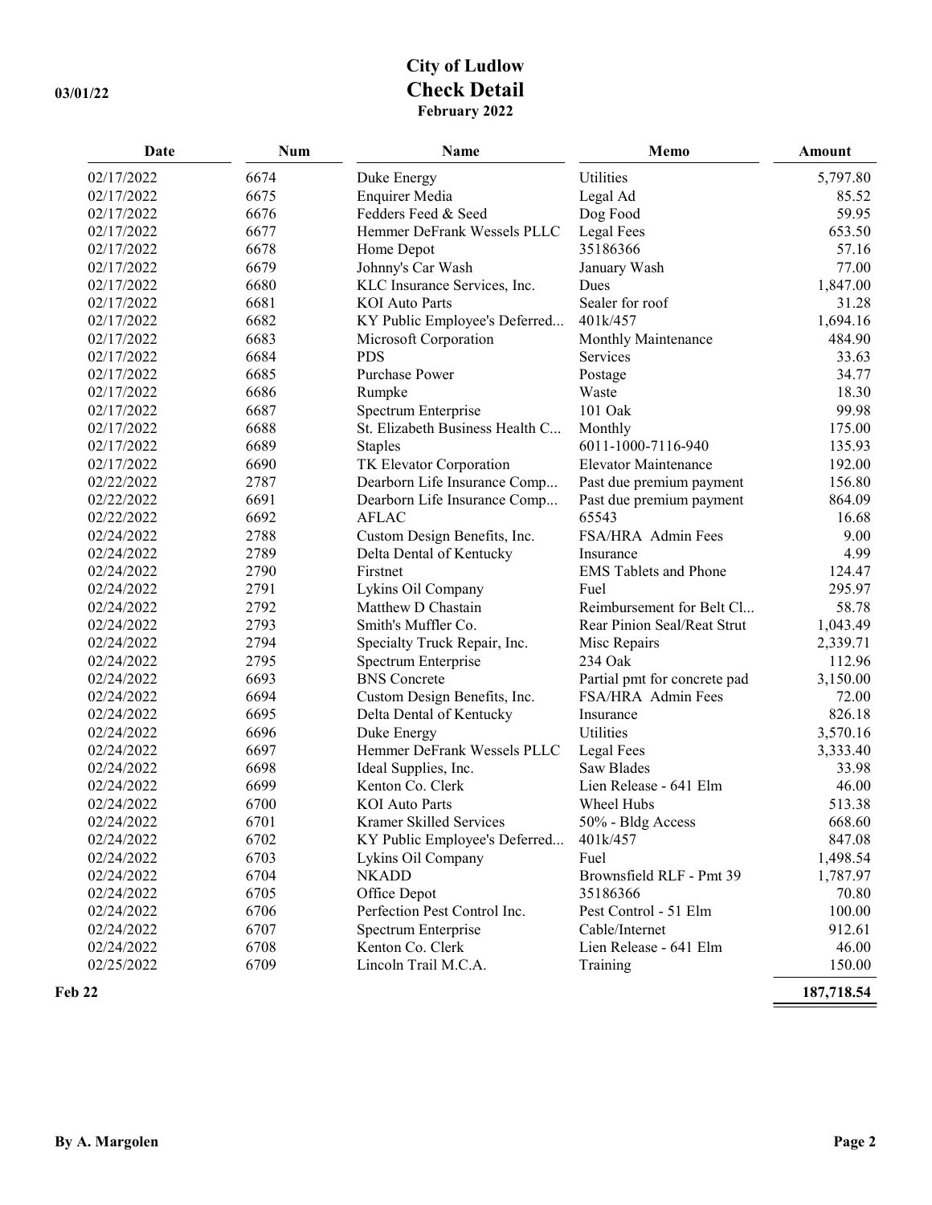# City of Ludlow

## Check Detail

### February 2022

03/01/22

| Date | Num | Name | Memo | Amount |
|---|---|---|---|---|
| 02/17/2022 | 6674 | Duke Energy | Utilities | 5,797.80 |
| 02/17/2022 | 6675 | Enquirer Media | Legal Ad | 85.52 |
| 02/17/2022 | 6676 | Fedders Feed & Seed | Dog Food | 59.95 |
| 02/17/2022 | 6677 | Hemmer DeFrank Wessels PLLC | Legal Fees | 653.50 |
| 02/17/2022 | 6678 | Home Depot | 35186366 | 57.16 |
| 02/17/2022 | 6679 | Johnny's Car Wash | January Wash | 77.00 |
| 02/17/2022 | 6680 | KLC Insurance Services, Inc. | Dues | 1,847.00 |
| 02/17/2022 | 6681 | KOI Auto Parts | Sealer for roof | 31.28 |
| 02/17/2022 | 6682 | KY Public Employee's Deferred... | 401k/457 | 1,694.16 |
| 02/17/2022 | 6683 | Microsoft Corporation | Monthly Maintenance | 484.90 |
| 02/17/2022 | 6684 | PDS | Services | 33.63 |
| 02/17/2022 | 6685 | Purchase Power | Postage | 34.77 |
| 02/17/2022 | 6686 | Rumpke | Waste | 18.30 |
| 02/17/2022 | 6687 | Spectrum Enterprise | 101 Oak | 99.98 |
| 02/17/2022 | 6688 | St. Elizabeth Business Health C... | Monthly | 175.00 |
| 02/17/2022 | 6689 | Staples | 6011-1000-7116-940 | 135.93 |
| 02/17/2022 | 6690 | TK Elevator Corporation | Elevator Maintenance | 192.00 |
| 02/22/2022 | 2787 | Dearborn Life Insurance Comp... | Past due premium payment | 156.80 |
| 02/22/2022 | 6691 | Dearborn Life Insurance Comp... | Past due premium payment | 864.09 |
| 02/22/2022 | 6692 | AFLAC | 65543 | 16.68 |
| 02/24/2022 | 2788 | Custom Design Benefits, Inc. | FSA/HRA Admin Fees | 9.00 |
| 02/24/2022 | 2789 | Delta Dental of Kentucky | Insurance | 4.99 |
| 02/24/2022 | 2790 | Firstnet | EMS Tablets and Phone | 124.47 |
| 02/24/2022 | 2791 | Lykins Oil Company | Fuel | 295.97 |
| 02/24/2022 | 2792 | Matthew D Chastain | Reimbursement for Belt Cl... | 58.78 |
| 02/24/2022 | 2793 | Smith's Muffler Co. | Rear Pinion Seal/Reat Strut | 1,043.49 |
| 02/24/2022 | 2794 | Specialty Truck Repair, Inc. | Misc Repairs | 2,339.71 |
| 02/24/2022 | 2795 | Spectrum Enterprise | 234 Oak | 112.96 |
| 02/24/2022 | 6693 | BNS Concrete | Partial pmt for concrete pad | 3,150.00 |
| 02/24/2022 | 6694 | Custom Design Benefits, Inc. | FSA/HRA Admin Fees | 72.00 |
| 02/24/2022 | 6695 | Delta Dental of Kentucky | Insurance | 826.18 |
| 02/24/2022 | 6696 | Duke Energy | Utilities | 3,570.16 |
| 02/24/2022 | 6697 | Hemmer DeFrank Wessels PLLC | Legal Fees | 3,333.40 |
| 02/24/2022 | 6698 | Ideal Supplies, Inc. | Saw Blades | 33.98 |
| 02/24/2022 | 6699 | Kenton Co. Clerk | Lien Release - 641 Elm | 46.00 |
| 02/24/2022 | 6700 | KOI Auto Parts | Wheel Hubs | 513.38 |
| 02/24/2022 | 6701 | Kramer Skilled Services | 50% - Bldg Access | 668.60 |
| 02/24/2022 | 6702 | KY Public Employee's Deferred... | 401k/457 | 847.08 |
| 02/24/2022 | 6703 | Lykins Oil Company | Fuel | 1,498.54 |
| 02/24/2022 | 6704 | NKADD | Brownsfield RLF - Pmt 39 | 1,787.97 |
| 02/24/2022 | 6705 | Office Depot | 35186366 | 70.80 |
| 02/24/2022 | 6706 | Perfection Pest Control Inc. | Pest Control - 51 Elm | 100.00 |
| 02/24/2022 | 6707 | Spectrum Enterprise | Cable/Internet | 912.61 |
| 02/24/2022 | 6708 | Kenton Co. Clerk | Lien Release - 641 Elm | 46.00 |
| 02/25/2022 | 6709 | Lincoln Trail M.C.A. | Training | 150.00 |
| **Feb 22** | | | | **187,718.54** |

By A. Margolen